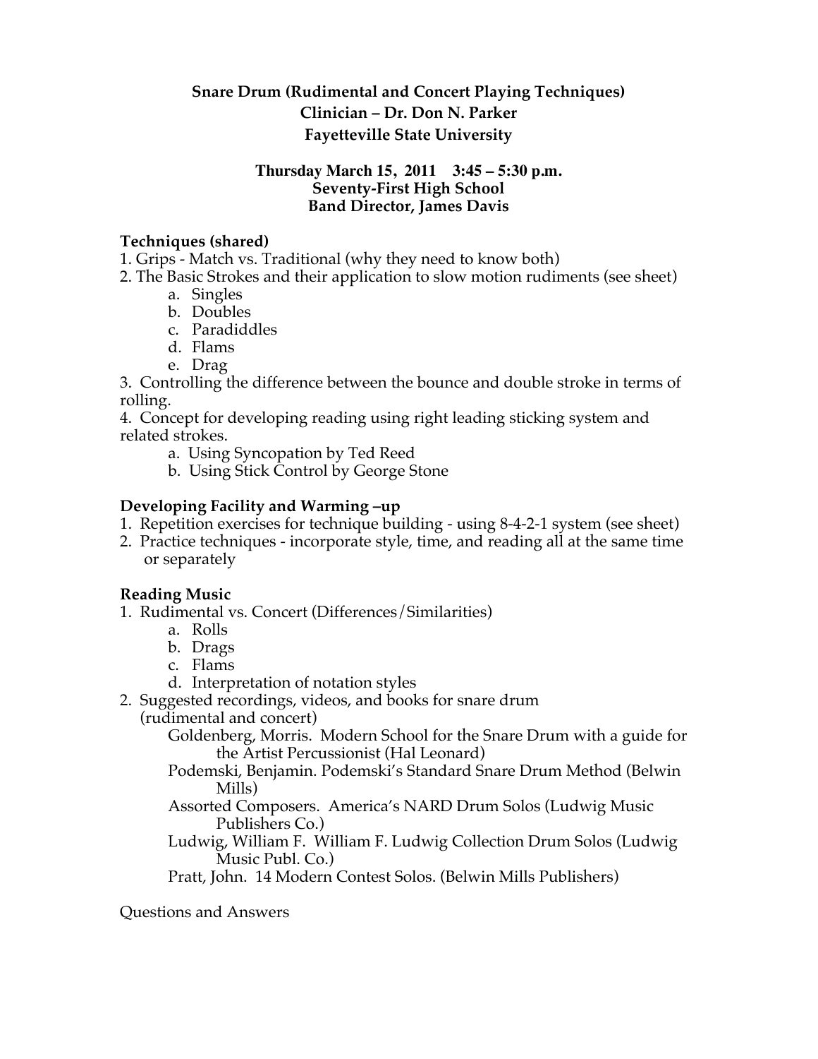# Snare Drum (Rudimental and Concert Playing Techniques)

## Clinician – Dr. Don N. Parker

## Fayetteville State University

**Thursday March 15, 2011 3:45 – 5:30 p.m.**
**Seventy-First High School**
**Band Director, James Davis**

### Techniques (shared)

1. Grips - Match vs. Traditional (why they need to know both)
2. The Basic Strokes and their application to slow motion rudiments (see sheet)
   a. Singles
   b. Doubles
   c. Paradiddles
   d. Flams
   e. Drag
3. Controlling the difference between the bounce and double stroke in terms of rolling.
4. Concept for developing reading using right leading sticking system and related strokes.
   a. Using Syncopation by Ted Reed
   b. Using Stick Control by George Stone

### Developing Facility and Warming –up

1. Repetition exercises for technique building - using 8-4-2-1 system (see sheet)
2. Practice techniques - incorporate style, time, and reading all at the same time or separately

### Reading Music

1. Rudimental vs. Concert (Differences/Similarities)
   a. Rolls
   b. Drags
   c. Flams
   d. Interpretation of notation styles
2. Suggested recordings, videos, and books for snare drum (rudimental and concert)
   - Goldenberg, Morris. Modern School for the Snare Drum with a guide for the Artist Percussionist (Hal Leonard)
   - Podemski, Benjamin. Podemski's Standard Snare Drum Method (Belwin Mills)
   - Assorted Composers. America's NARD Drum Solos (Ludwig Music Publishers Co.)
   - Ludwig, William F. William F. Ludwig Collection Drum Solos (Ludwig Music Publ. Co.)
   - Pratt, John. 14 Modern Contest Solos. (Belwin Mills Publishers)

Questions and Answers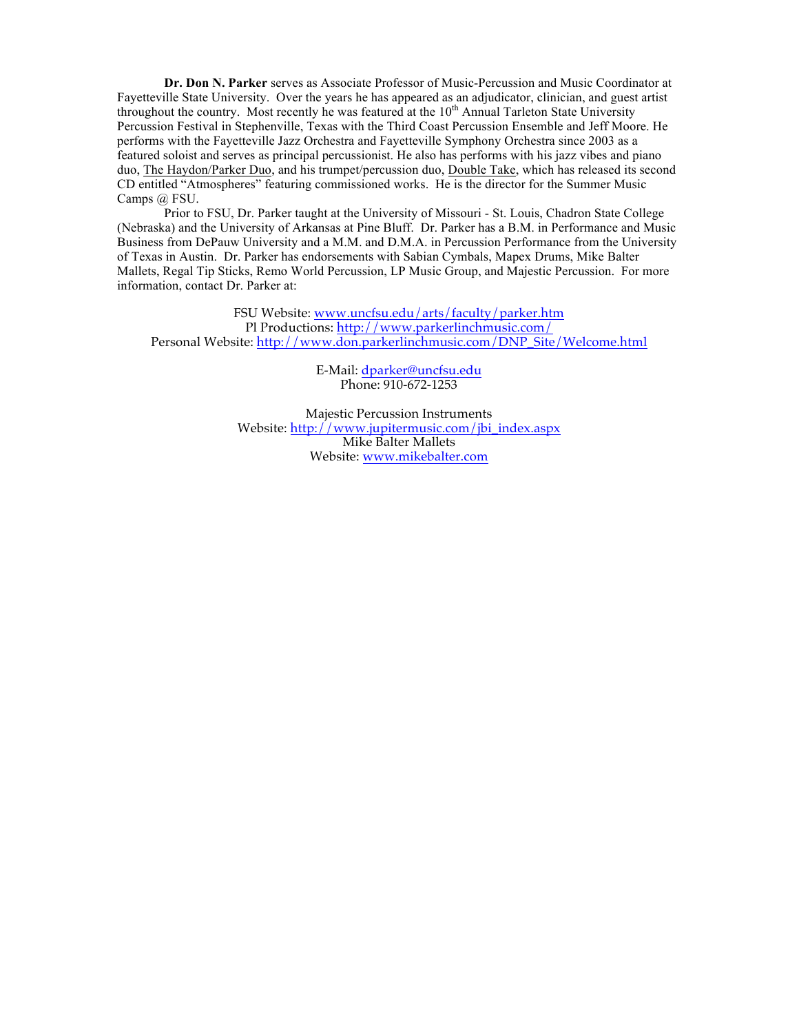**Dr. Don N. Parker** serves as Associate Professor of Music-Percussion and Music Coordinator at Fayetteville State University. Over the years he has appeared as an adjudicator, clinician, and guest artist throughout the country. Most recently he was featured at the 10th Annual Tarleton State University Percussion Festival in Stephenville, Texas with the Third Coast Percussion Ensemble and Jeff Moore. He performs with the Fayetteville Jazz Orchestra and Fayetteville Symphony Orchestra since 2003 as a featured soloist and serves as principal percussionist. He also has performs with his jazz vibes and piano duo, The Haydon/Parker Duo, and his trumpet/percussion duo, Double Take, which has released its second CD entitled "Atmospheres" featuring commissioned works. He is the director for the Summer Music Camps @ FSU.

Prior to FSU, Dr. Parker taught at the University of Missouri - St. Louis, Chadron State College (Nebraska) and the University of Arkansas at Pine Bluff. Dr. Parker has a B.M. in Performance and Music Business from DePauw University and a M.M. and D.M.A. in Percussion Performance from the University of Texas in Austin. Dr. Parker has endorsements with Sabian Cymbals, Mapex Drums, Mike Balter Mallets, Regal Tip Sticks, Remo World Percussion, LP Music Group, and Majestic Percussion. For more information, contact Dr. Parker at:

FSU Website: www.uncfsu.edu/arts/faculty/parker.htm
Pl Productions: http://www.parkerlinchmusic.com/
Personal Website: http://www.don.parkerlinchmusic.com/DNP_Site/Welcome.html

E-Mail: dparker@uncfsu.edu
Phone: 910-672-1253

Majestic Percussion Instruments
Website: http://www.jupitermusic.com/jbi_index.aspx
Mike Balter Mallets
Website: www.mikebalter.com